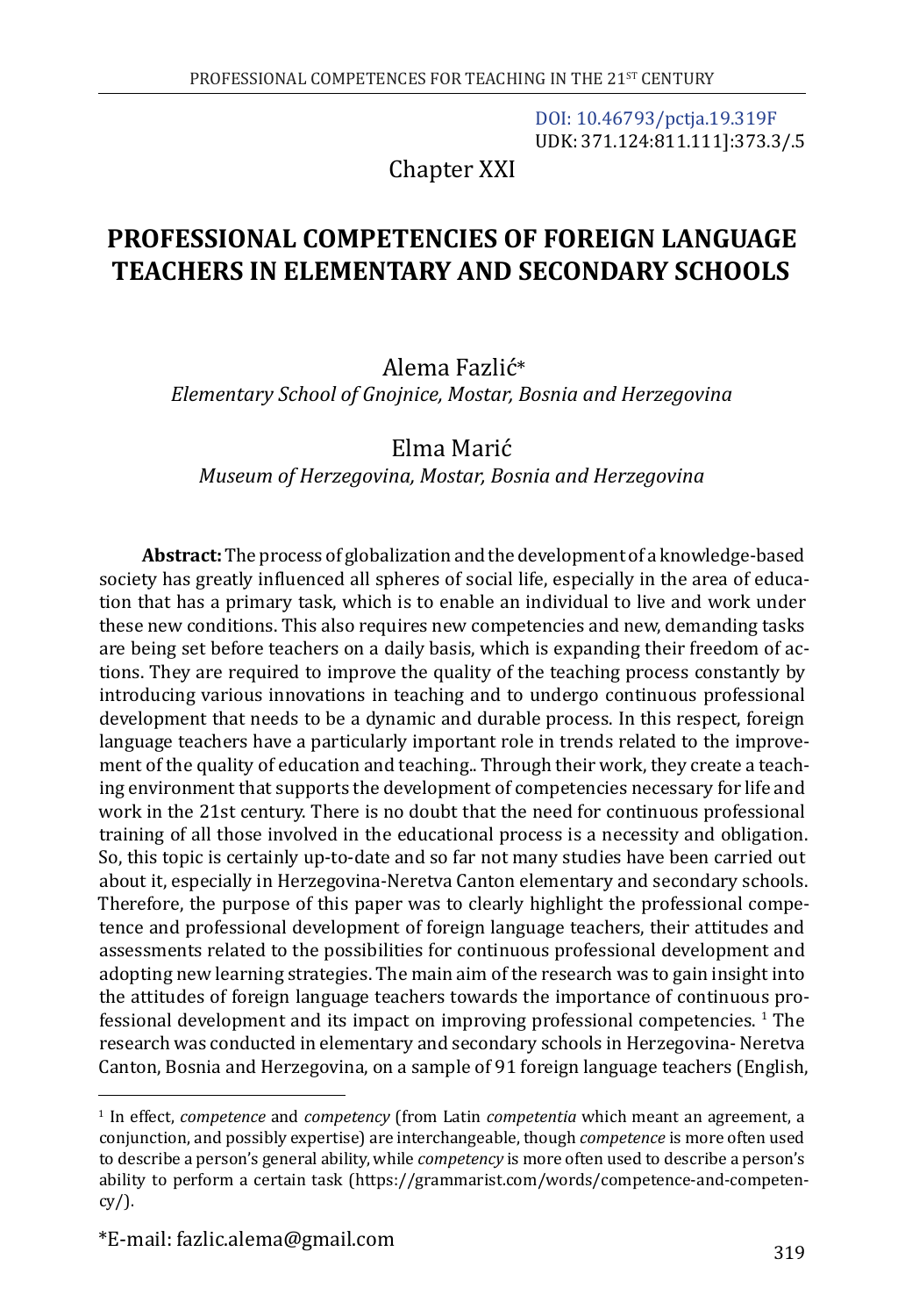DOI: 10.46793/pctja.19.319F
UDK: 371.124:811.111]:373.3/.5

Chapter XXI

# PROFESSIONAL COMPETENCIES OF FOREIGN LANGUAGE TEACHERS IN ELEMENTARY AND SECONDARY SCHOOLS

Alema Fazlić*
*Elementary School of Gnojnice, Mostar, Bosnia and Herzegovina*

Elma Marić
*Museum of Herzegovina, Mostar, Bosnia and Herzegovina*

**Abstract:** The process of globalization and the development of a knowledge-based society has greatly influenced all spheres of social life, especially in the area of education that has a primary task, which is to enable an individual to live and work under these new conditions. This also requires new competencies and new, demanding tasks are being set before teachers on a daily basis, which is expanding their freedom of actions. They are required to improve the quality of the teaching process constantly by introducing various innovations in teaching and to undergo continuous professional development that needs to be a dynamic and durable process. In this respect, foreign language teachers have a particularly important role in trends related to the improvement of the quality of education and teaching.. Through their work, they create a teaching environment that supports the development of competencies necessary for life and work in the 21st century. There is no doubt that the need for continuous professional training of all those involved in the educational process is a necessity and obligation. So, this topic is certainly up-to-date and so far not many studies have been carried out about it, especially in Herzegovina-Neretva Canton elementary and secondary schools. Therefore, the purpose of this paper was to clearly highlight the professional competence and professional development of foreign language teachers, their attitudes and assessments related to the possibilities for continuous professional development and adopting new learning strategies. The main aim of the research was to gain insight into the attitudes of foreign language teachers towards the importance of continuous professional development and its impact on improving professional competencies. [1] The research was conducted in elementary and secondary schools in Herzegovina- Neretva Canton, Bosnia and Herzegovina, on a sample of 91 foreign language teachers (English,

[1] In effect, *competence* and *competency* (from Latin *competentia* which meant an agreement, a conjunction, and possibly expertise) are interchangeable, though *competence* is more often used to describe a person's general ability, while *competency* is more often used to describe a person's ability to perform a certain task (https://grammarist.com/words/competence-and-competency/).

*E-mail: fazlic.alema@gmail.com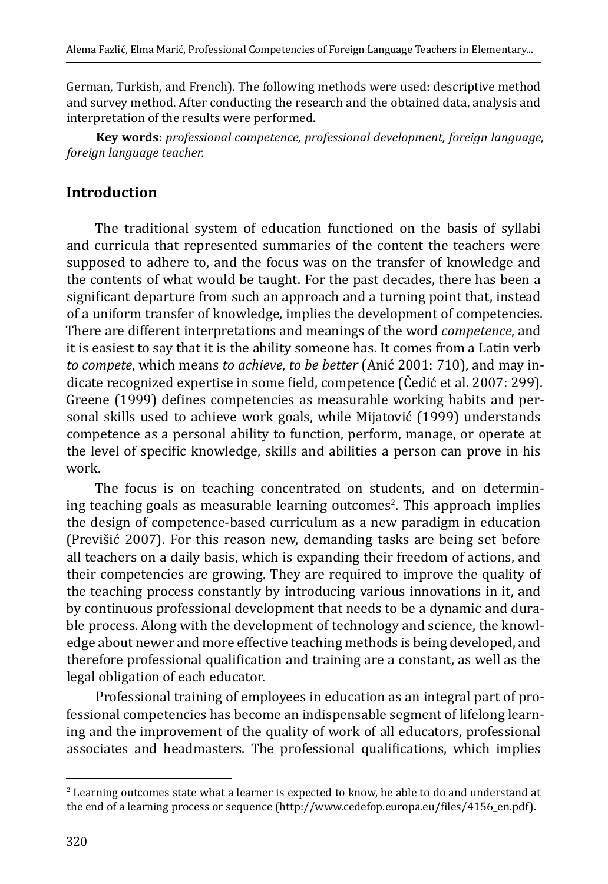German, Turkish, and French). The following methods were used: descriptive method and survey method. After conducting the research and the obtained data, analysis and interpretation of the results were performed.

**Key words:** *professional competence, professional development, foreign language, foreign language teacher.*

## Introduction

The traditional system of education functioned on the basis of syllabi and curricula that represented summaries of the content the teachers were supposed to adhere to, and the focus was on the transfer of knowledge and the contents of what would be taught. For the past decades, there has been a significant departure from such an approach and a turning point that, instead of a uniform transfer of knowledge, implies the development of competencies. There are different interpretations and meanings of the word *competence*, and it is easiest to say that it is the ability someone has. It comes from a Latin verb *to compete*, which means *to achieve*, *to be better* (Anić 2001: 710), and may indicate recognized expertise in some field, competence (Čedić et al. 2007: 299). Greene (1999) defines competencies as measurable working habits and personal skills used to achieve work goals, while Mijatović (1999) understands competence as a personal ability to function, perform, manage, or operate at the level of specific knowledge, skills and abilities a person can prove in his work.

The focus is on teaching concentrated on students, and on determining teaching goals as measurable learning outcomes[2]. This approach implies the design of competence-based curriculum as a new paradigm in education (Previšić 2007). For this reason new, demanding tasks are being set before all teachers on a daily basis, which is expanding their freedom of actions, and their competencies are growing. They are required to improve the quality of the teaching process constantly by introducing various innovations in it, and by continuous professional development that needs to be a dynamic and durable process. Along with the development of technology and science, the knowledge about newer and more effective teaching methods is being developed, and therefore professional qualification and training are a constant, as well as the legal obligation of each educator.

Professional training of employees in education as an integral part of professional competencies has become an indispensable segment of lifelong learning and the improvement of the quality of work of all educators, professional associates and headmasters. The professional qualifications, which implies

---

[2] Learning outcomes state what a learner is expected to know, be able to do and understand at the end of a learning process or sequence (http://www.cedefop.europa.eu/files/4156_en.pdf).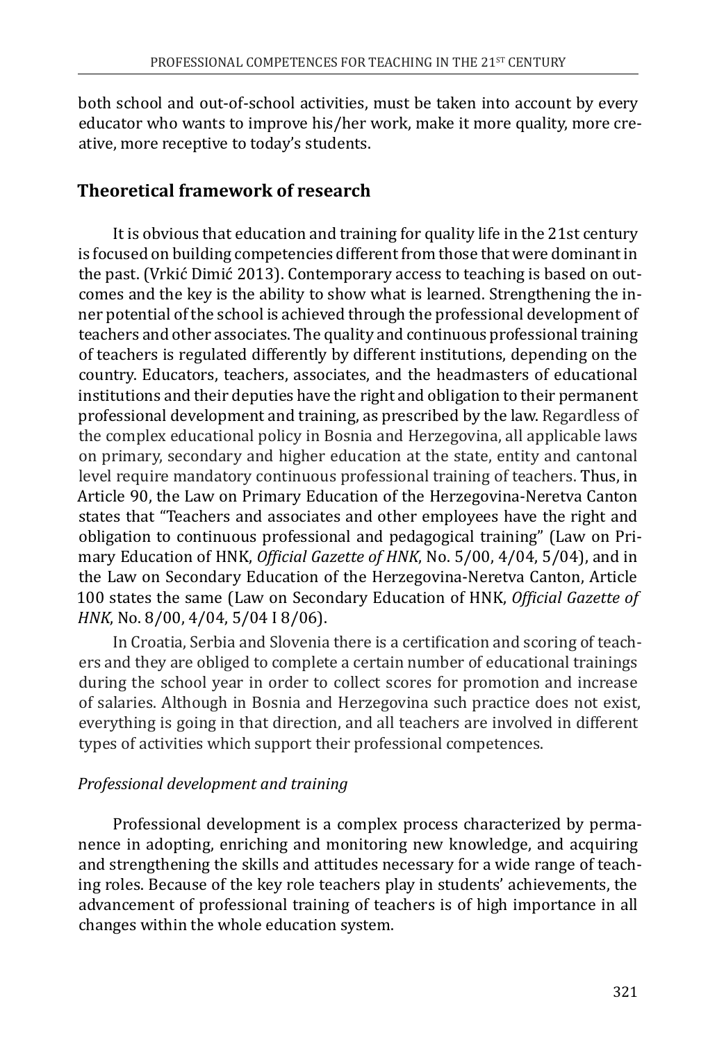both school and out-of-school activities, must be taken into account by every educator who wants to improve his/her work, make it more quality, more creative, more receptive to today's students.

## Theoretical framework of research

It is obvious that education and training for quality life in the 21st century is focused on building competencies different from those that were dominant in the past. (Vrkić Dimić 2013). Contemporary access to teaching is based on outcomes and the key is the ability to show what is learned. Strengthening the inner potential of the school is achieved through the professional development of teachers and other associates. The quality and continuous professional training of teachers is regulated differently by different institutions, depending on the country. Educators, teachers, associates, and the headmasters of educational institutions and their deputies have the right and obligation to their permanent professional development and training, as prescribed by the law. Regardless of the complex educational policy in Bosnia and Herzegovina, all applicable laws on primary, secondary and higher education at the state, entity and cantonal level require mandatory continuous professional training of teachers. Thus, in Article 90, the Law on Primary Education of the Herzegovina-Neretva Canton states that "Teachers and associates and other employees have the right and obligation to continuous professional and pedagogical training" (Law on Primary Education of HNK, *Official Gazette of HNK*, No. 5/00, 4/04, 5/04), and in the Law on Secondary Education of the Herzegovina-Neretva Canton, Article 100 states the same (Law on Secondary Education of HNK, *Official Gazette of HNK*, No. 8/00, 4/04, 5/04 I 8/06).

In Croatia, Serbia and Slovenia there is a certification and scoring of teachers and they are obliged to complete a certain number of educational trainings during the school year in order to collect scores for promotion and increase of salaries. Although in Bosnia and Herzegovina such practice does not exist, everything is going in that direction, and all teachers are involved in different types of activities which support their professional competences.

### *Professional development and training*

Professional development is a complex process characterized by permanence in adopting, enriching and monitoring new knowledge, and acquiring and strengthening the skills and attitudes necessary for a wide range of teaching roles. Because of the key role teachers play in students' achievements, the advancement of professional training of teachers is of high importance in all changes within the whole education system.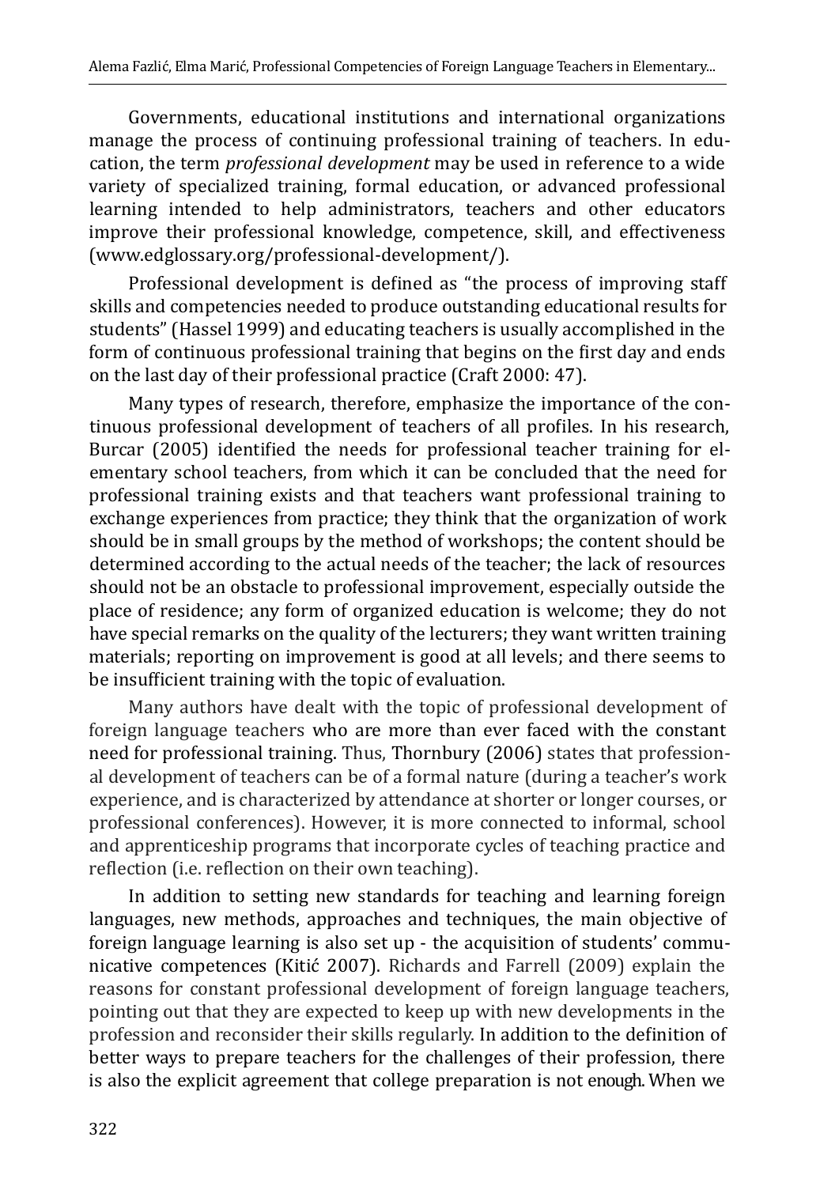Governments, educational institutions and international organizations manage the process of continuing professional training of teachers. In education, the term *professional development* may be used in reference to a wide variety of specialized training, formal education, or advanced professional learning intended to help administrators, teachers and other educators improve their professional knowledge, competence, skill, and effectiveness (www.edglossary.org/professional-development/).

Professional development is defined as "the process of improving staff skills and competencies needed to produce outstanding educational results for students" (Hassel 1999) and educating teachers is usually accomplished in the form of continuous professional training that begins on the first day and ends on the last day of their professional practice (Craft 2000: 47).

Many types of research, therefore, emphasize the importance of the continuous professional development of teachers of all profiles. In his research, Burcar (2005) identified the needs for professional teacher training for elementary school teachers, from which it can be concluded that the need for professional training exists and that teachers want professional training to exchange experiences from practice; they think that the organization of work should be in small groups by the method of workshops; the content should be determined according to the actual needs of the teacher; the lack of resources should not be an obstacle to professional improvement, especially outside the place of residence; any form of organized education is welcome; they do not have special remarks on the quality of the lecturers; they want written training materials; reporting on improvement is good at all levels; and there seems to be insufficient training with the topic of evaluation.

Many authors have dealt with the topic of professional development of foreign language teachers who are more than ever faced with the constant need for professional training. Thus, Thornbury (2006) states that professional development of teachers can be of a formal nature (during a teacher's work experience, and is characterized by attendance at shorter or longer courses, or professional conferences). However, it is more connected to informal, school and apprenticeship programs that incorporate cycles of teaching practice and reflection (i.e. reflection on their own teaching).

In addition to setting new standards for teaching and learning foreign languages, new methods, approaches and techniques, the main objective of foreign language learning is also set up - the acquisition of students' communicative competences (Kitić 2007). Richards and Farrell (2009) explain the reasons for constant professional development of foreign language teachers, pointing out that they are expected to keep up with new developments in the profession and reconsider their skills regularly. In addition to the definition of better ways to prepare teachers for the challenges of their profession, there is also the explicit agreement that college preparation is not enough. When we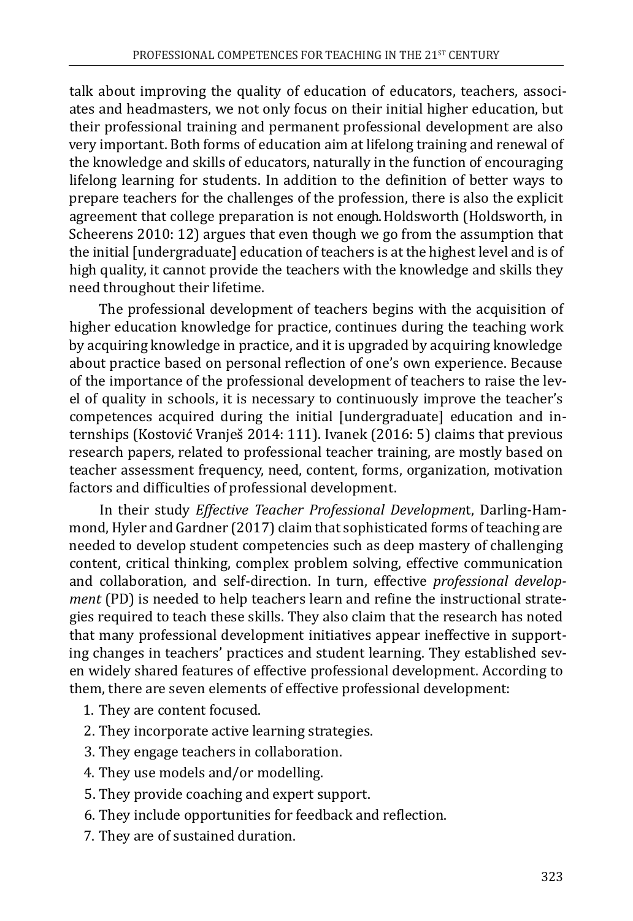talk about improving the quality of education of educators, teachers, associates and headmasters, we not only focus on their initial higher education, but their professional training and permanent professional development are also very important. Both forms of education aim at lifelong training and renewal of the knowledge and skills of educators, naturally in the function of encouraging lifelong learning for students. In addition to the definition of better ways to prepare teachers for the challenges of the profession, there is also the explicit agreement that college preparation is not enough. Holdsworth (Holdsworth, in Scheerens 2010: 12) argues that even though we go from the assumption that the initial [undergraduate] education of teachers is at the highest level and is of high quality, it cannot provide the teachers with the knowledge and skills they need throughout their lifetime.

The professional development of teachers begins with the acquisition of higher education knowledge for practice, continues during the teaching work by acquiring knowledge in practice, and it is upgraded by acquiring knowledge about practice based on personal reflection of one's own experience. Because of the importance of the professional development of teachers to raise the level of quality in schools, it is necessary to continuously improve the teacher's competences acquired during the initial [undergraduate] education and internships (Kostović Vranješ 2014: 111). Ivanek (2016: 5) claims that previous research papers, related to professional teacher training, are mostly based on teacher assessment frequency, need, content, forms, organization, motivation factors and difficulties of professional development.

In their study *Effective Teacher Professional Development*, Darling-Hammond, Hyler and Gardner (2017) claim that sophisticated forms of teaching are needed to develop student competencies such as deep mastery of challenging content, critical thinking, complex problem solving, effective communication and collaboration, and self-direction. In turn, effective *professional development* (PD) is needed to help teachers learn and refine the instructional strategies required to teach these skills. They also claim that the research has noted that many professional development initiatives appear ineffective in supporting changes in teachers' practices and student learning. They established seven widely shared features of effective professional development. According to them, there are seven elements of effective professional development:

1. They are content focused.
2. They incorporate active learning strategies.
3. They engage teachers in collaboration.
4. They use models and/or modelling.
5. They provide coaching and expert support.
6. They include opportunities for feedback and reflection.
7. They are of sustained duration.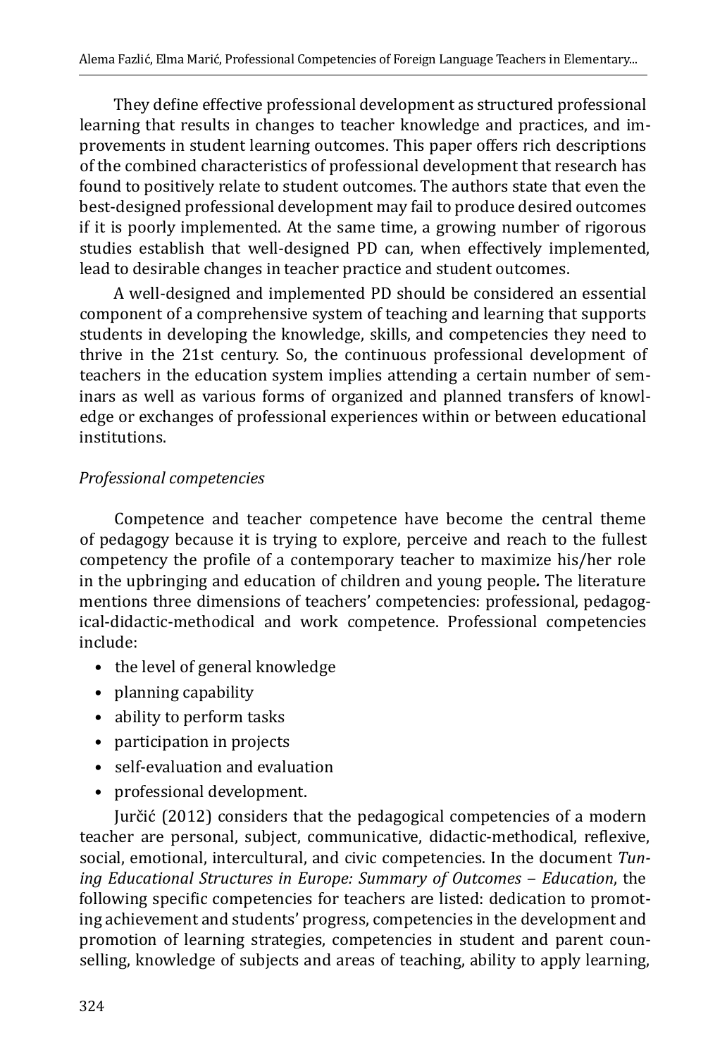They define effective professional development as structured professional learning that results in changes to teacher knowledge and practices, and improvements in student learning outcomes. This paper offers rich descriptions of the combined characteristics of professional development that research has found to positively relate to student outcomes. The authors state that even the best-designed professional development may fail to produce desired outcomes if it is poorly implemented. At the same time, a growing number of rigorous studies establish that well-designed PD can, when effectively implemented, lead to desirable changes in teacher practice and student outcomes.

A well-designed and implemented PD should be considered an essential component of a comprehensive system of teaching and learning that supports students in developing the knowledge, skills, and competencies they need to thrive in the 21st century. So, the continuous professional development of teachers in the education system implies attending a certain number of seminars as well as various forms of organized and planned transfers of knowledge or exchanges of professional experiences within or between educational institutions.

*Professional competencies*

Competence and teacher competence have become the central theme of pedagogy because it is trying to explore, perceive and reach to the fullest competency the profile of a contemporary teacher to maximize his/her role in the upbringing and education of children and young people**.** The literature mentions three dimensions of teachers' competencies: professional, pedagogical-didactic-methodical and work competence. Professional competencies include:

- the level of general knowledge
- planning capability
- ability to perform tasks
- participation in projects
- self-evaluation and evaluation
- professional development.

Jurčić (2012) considers that the pedagogical competencies of a modern teacher are personal, subject, communicative, didactic-methodical, reflexive, social, emotional, intercultural, and civic competencies. In the document *Tuning Educational Structures in Europe: Summary of Outcomes – Education*, the following specific competencies for teachers are listed: dedication to promoting achievement and students' progress, competencies in the development and promotion of learning strategies, competencies in student and parent counselling, knowledge of subjects and areas of teaching, ability to apply learning,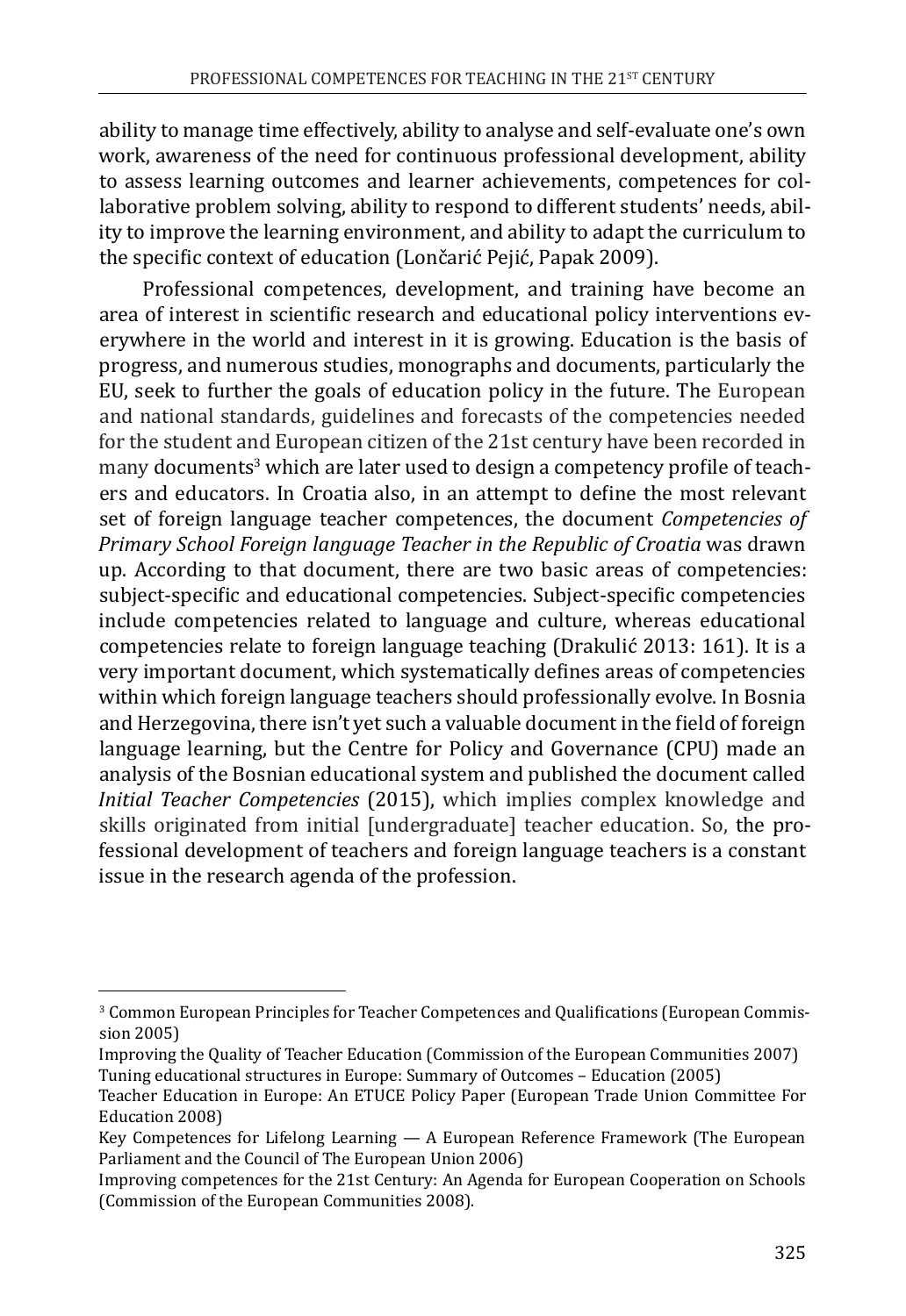ability to manage time effectively, ability to analyse and self-evaluate one's own work, awareness of the need for continuous professional development, ability to assess learning outcomes and learner achievements, competences for collaborative problem solving, ability to respond to different students' needs, ability to improve the learning environment, and ability to adapt the curriculum to the specific context of education (Lončarić Pejić, Papak 2009).

Professional competences, development, and training have become an area of interest in scientific research and educational policy interventions everywhere in the world and interest in it is growing. Education is the basis of progress, and numerous studies, monographs and documents, particularly the EU, seek to further the goals of education policy in the future. The European and national standards, guidelines and forecasts of the competencies needed for the student and European citizen of the 21st century have been recorded in many documents[3] which are later used to design a competency profile of teachers and educators. In Croatia also, in an attempt to define the most relevant set of foreign language teacher competences, the document *Competencies of Primary School Foreign language Teacher in the Republic of Croatia* was drawn up. According to that document, there are two basic areas of competencies: subject-specific and educational competencies. Subject-specific competencies include competencies related to language and culture, whereas educational competencies relate to foreign language teaching (Drakulić 2013: 161). It is a very important document, which systematically defines areas of competencies within which foreign language teachers should professionally evolve. In Bosnia and Herzegovina, there isn't yet such a valuable document in the field of foreign language learning, but the Centre for Policy and Governance (CPU) made an analysis of the Bosnian educational system and published the document called *Initial Teacher Competencies* (2015), which implies complex knowledge and skills originated from initial [undergraduate] teacher education. So, the professional development of teachers and foreign language teachers is a constant issue in the research agenda of the profession.

---

[3] Common European Principles for Teacher Competences and Qualifications (European Commission 2005)
Improving the Quality of Teacher Education (Commission of the European Communities 2007)
Tuning educational structures in Europe: Summary of Outcomes – Education (2005)
Teacher Education in Europe: An ETUCE Policy Paper (European Trade Union Committee For Education 2008)
Key Competences for Lifelong Learning — A European Reference Framework (The European Parliament and the Council of The European Union 2006)
Improving competences for the 21st Century: An Agenda for European Cooperation on Schools (Commission of the European Communities 2008).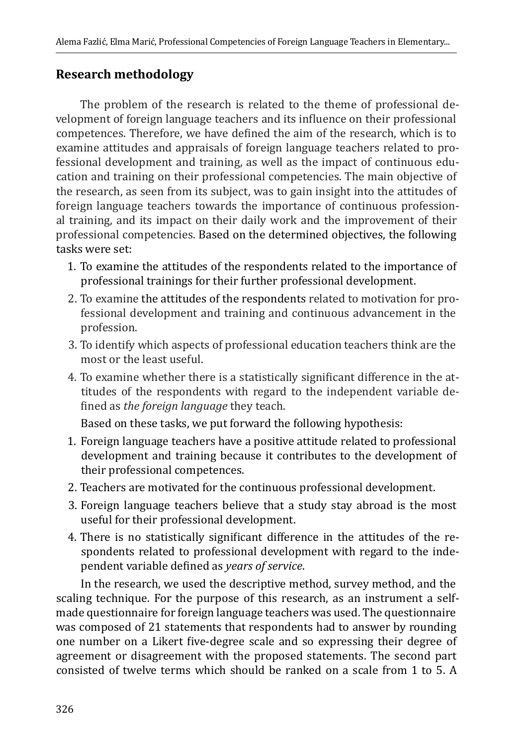## Research methodology

The problem of the research is related to the theme of professional development of foreign language teachers and its influence on their professional competences. Therefore, we have defined the aim of the research, which is to examine attitudes and appraisals of foreign language teachers related to professional development and training, as well as the impact of continuous education and training on their professional competencies. The main objective of the research, as seen from its subject, was to gain insight into the attitudes of foreign language teachers towards the importance of continuous professional training, and its impact on their daily work and the improvement of their professional competencies. Based on the determined objectives, the following tasks were set:

1. To examine the attitudes of the respondents related to the importance of professional trainings for their further professional development.
2. To examine the attitudes of the respondents related to motivation for professional development and training and continuous advancement in the profession.
3. To identify which aspects of professional education teachers think are the most or the least useful.
4. To examine whether there is a statistically significant difference in the attitudes of the respondents with regard to the independent variable defined as *the foreign language* they teach.

Based on these tasks, we put forward the following hypothesis:

1. Foreign language teachers have a positive attitude related to professional development and training because it contributes to the development of their professional competences.
2. Teachers are motivated for the continuous professional development.
3. Foreign language teachers believe that a study stay abroad is the most useful for their professional development.
4. There is no statistically significant difference in the attitudes of the respondents related to professional development with regard to the independent variable defined as *years of service*.

In the research, we used the descriptive method, survey method, and the scaling technique. For the purpose of this research, as an instrument a self-made questionnaire for foreign language teachers was used. The questionnaire was composed of 21 statements that respondents had to answer by rounding one number on a Likert five-degree scale and so expressing their degree of agreement or disagreement with the proposed statements. The second part consisted of twelve terms which should be ranked on a scale from 1 to 5. A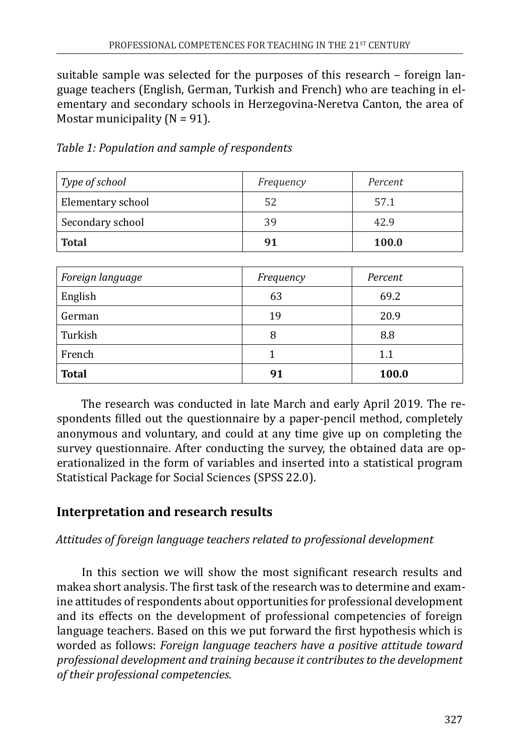suitable sample was selected for the purposes of this research – foreign language teachers (English, German, Turkish and French) who are teaching in elementary and secondary schools in Herzegovina-Neretva Canton, the area of Mostar municipality (N = 91).

*Table 1: Population and sample of respondents*

| *Type of school* | *Frequency* | *Percent* |
|---|---|---|
| Elementary school | 52 | 57.1 |
| Secondary school | 39 | 42.9 |
| **Total** | **91** | **100.0** |

| *Foreign language* | *Frequency* | *Percent* |
|---|---|---|
| English | 63 | 69.2 |
| German | 19 | 20.9 |
| Turkish | 8 | 8.8 |
| French | 1 | 1.1 |
| **Total** | **91** | **100.0** |

The research was conducted in late March and early April 2019. The respondents filled out the questionnaire by a paper-pencil method, completely anonymous and voluntary, and could at any time give up on completing the survey questionnaire. After conducting the survey, the obtained data are operationalized in the form of variables and inserted into a statistical program Statistical Package for Social Sciences (SPSS 22.0).

## Interpretation and research results

*Attitudes of foreign language teachers related to professional development*

In this section we will show the most significant research results and makea short analysis. The first task of the research was to determine and examine attitudes of respondents about opportunities for professional development and its effects on the development of professional competencies of foreign language teachers. Based on this we put forward the first hypothesis which is worded as follows: *Foreign language teachers have a positive attitude toward professional development and training because it contributes to the development of their professional competencies.*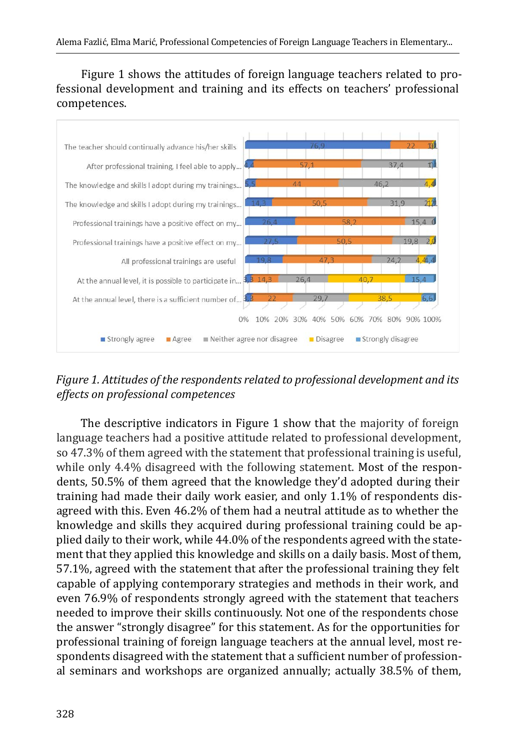Figure 1 shows the attitudes of foreign language teachers related to professional development and training and its effects on teachers' professional competences.

*Figure 1. Attitudes of the respondents related to professional development and its effects on professional competences*

The descriptive indicators in Figure 1 show that the majority of foreign language teachers had a positive attitude related to professional development, so 47.3% of them agreed with the statement that professional training is useful, while only 4.4% disagreed with the following statement. Most of the respondents, 50.5% of them agreed that the knowledge they'd adopted during their training had made their daily work easier, and only 1.1% of respondents disagreed with this. Even 46.2% of them had a neutral attitude as to whether the knowledge and skills they acquired during professional training could be applied daily to their work, while 44.0% of the respondents agreed with the statement that they applied this knowledge and skills on a daily basis. Most of them, 57.1%, agreed with the statement that after the professional training they felt capable of applying contemporary strategies and methods in their work, and even 76.9% of respondents strongly agreed with the statement that teachers needed to improve their skills continuously. Not one of the respondents chose the answer "strongly disagree" for this statement. As for the opportunities for professional training of foreign language teachers at the annual level, most respondents disagreed with the statement that a sufficient number of professional seminars and workshops are organized annually; actually 38.5% of them,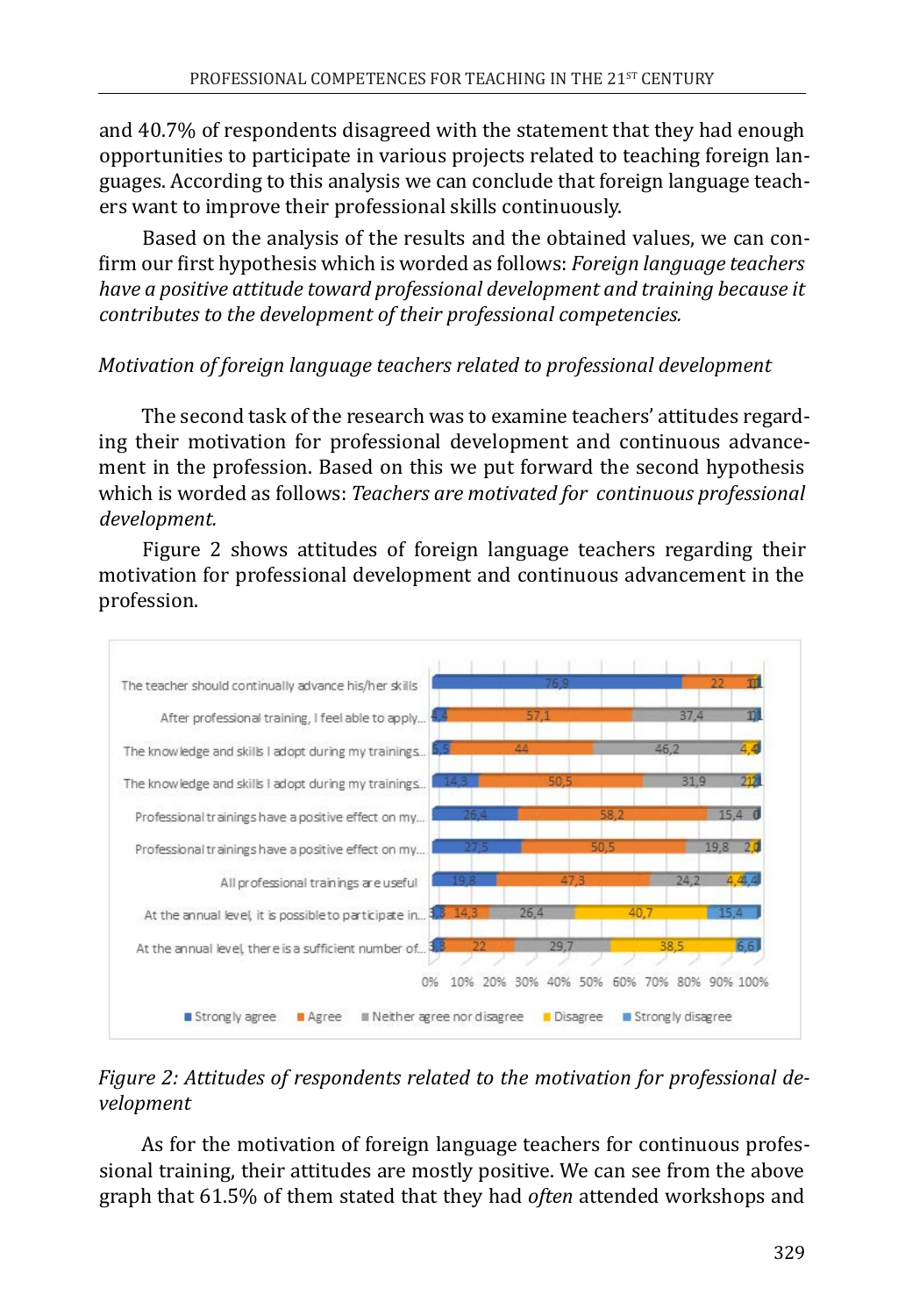and 40.7% of respondents disagreed with the statement that they had enough opportunities to participate in various projects related to teaching foreign languages. According to this analysis we can conclude that foreign language teachers want to improve their professional skills continuously.

Based on the analysis of the results and the obtained values, we can confirm our first hypothesis which is worded as follows: *Foreign language teachers have a positive attitude toward professional development and training because it contributes to the development of their professional competencies.*

*Motivation of foreign language teachers related to professional development*

The second task of the research was to examine teachers' attitudes regarding their motivation for professional development and continuous advancement in the profession. Based on this we put forward the second hypothesis which is worded as follows: *Teachers are motivated for continuous professional development.*

Figure 2 shows attitudes of foreign language teachers regarding their motivation for professional development and continuous advancement in the profession.

| Statement | Strongly agree | Agree | Neither agree nor disagree | Disagree | Strongly disagree |
|---|---|---|---|---|---|
| The teacher should continually advance his/her skills | 76,9 | 22 | 1 | 1 | |
| After professional training, I feel able to apply... | 4,4 | 57,1 | 37,4 | 1 | |
| The knowledge and skills I adopt during my trainings... | 5,5 | 44 | 46,2 | 4,4 | |
| The knowledge and skills I adopt during my trainings... | 14,3 | 50,5 | 31,9 | 2,2 | 1 |
| Professional trainings have a positive effect on my... | 26,4 | 58,2 | 15,4 | 0 | |
| Professional trainings have a positive effect on my... | 27,5 | 50,5 | 19,8 | 2,2 | 0 |
| All professional trainings are useful | 19,8 | 47,3 | 24,2 | 4,4 | 4,4 |
| At the annual level, it is possible to participate in... | 3,3 | 14,3 | 26,4 | 40,7 | 15,4 |
| At the annual level, there is a sufficient number of... | 3,3 | 22 | 29,7 | 38,5 | 6,6 |

*Figure 2: Attitudes of respondents related to the motivation for professional development*

As for the motivation of foreign language teachers for continuous professional training, their attitudes are mostly positive. We can see from the above graph that 61.5% of them stated that they had *often* attended workshops and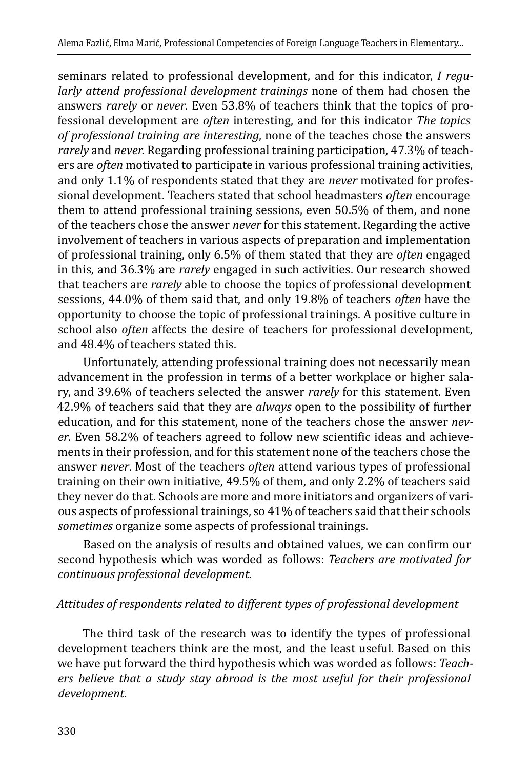seminars related to professional development, and for this indicator, *I regularly attend professional development trainings* none of them had chosen the answers *rarely* or *never*. Even 53.8% of teachers think that the topics of professional development are *often* interesting, and for this indicator *The topics of professional training are interesting*, none of the teaches chose the answers *rarely* and *never.* Regarding professional training participation, 47.3% of teachers are *often* motivated to participate in various professional training activities, and only 1.1% of respondents stated that they are *never* motivated for professional development. Teachers stated that school headmasters *often* encourage them to attend professional training sessions, even 50.5% of them, and none of the teachers chose the answer *never* for this statement. Regarding the active involvement of teachers in various aspects of preparation and implementation of professional training, only 6.5% of them stated that they are *often* engaged in this, and 36.3% are *rarely* engaged in such activities. Our research showed that teachers are *rarely* able to choose the topics of professional development sessions, 44.0% of them said that, and only 19.8% of teachers *often* have the opportunity to choose the topic of professional trainings. A positive culture in school also *often* affects the desire of teachers for professional development, and 48.4% of teachers stated this.

Unfortunately, attending professional training does not necessarily mean advancement in the profession in terms of a better workplace or higher salary, and 39.6% of teachers selected the answer *rarely* for this statement. Even 42.9% of teachers said that they are *always* open to the possibility of further education, and for this statement, none of the teachers chose the answer *never*. Even 58.2% of teachers agreed to follow new scientific ideas and achievements in their profession, and for this statement none of the teachers chose the answer *never*. Most of the teachers *often* attend various types of professional training on their own initiative, 49.5% of them, and only 2.2% of teachers said they never do that. Schools are more and more initiators and organizers of various aspects of professional trainings, so 41% of teachers said that their schools *sometimes* organize some aspects of professional trainings.

Based on the analysis of results and obtained values, we can confirm our second hypothesis which was worded as follows: *Teachers are motivated for continuous professional development.*

*Attitudes of respondents related to different types of professional development*

The third task of the research was to identify the types of professional development teachers think are the most, and the least useful. Based on this we have put forward the third hypothesis which was worded as follows: *Teachers believe that a study stay abroad is the most useful for their professional development.*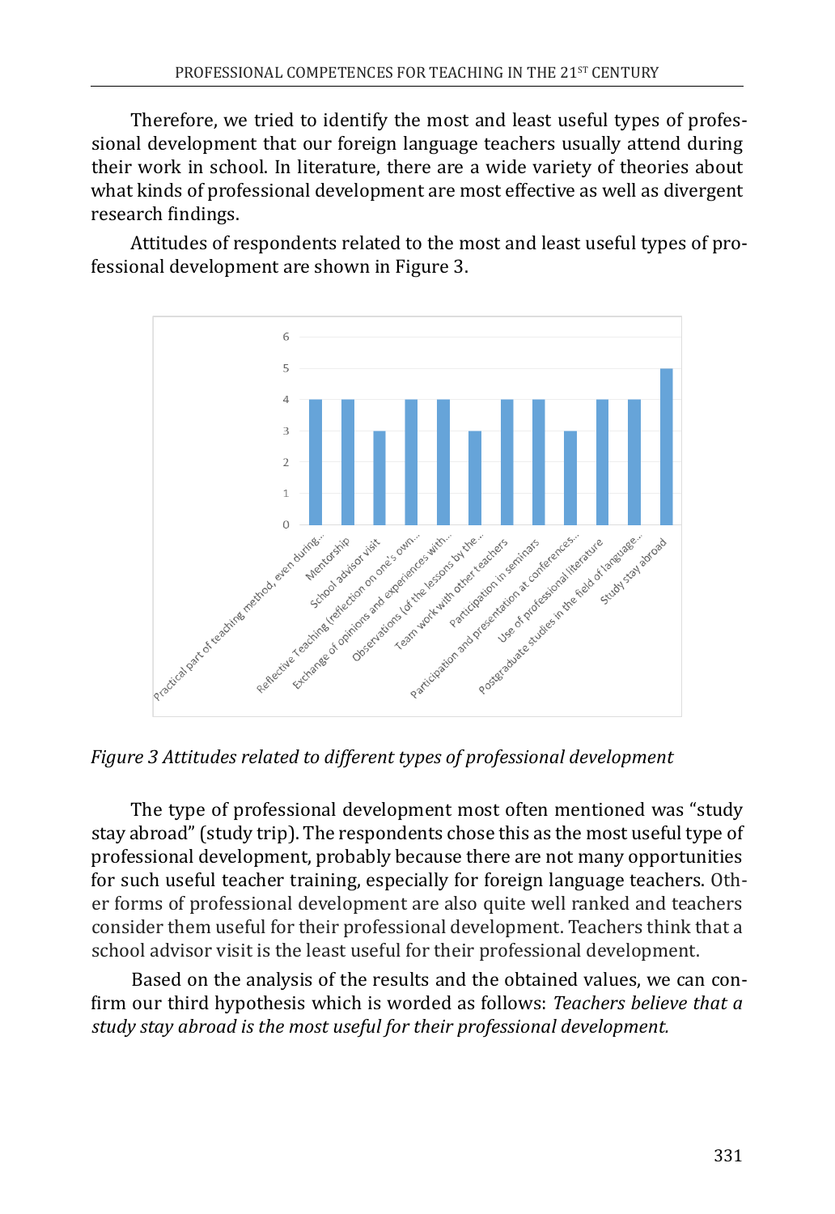Therefore, we tried to identify the most and least useful types of professional development that our foreign language teachers usually attend during their work in school. In literature, there are a wide variety of theories about what kinds of professional development are most effective as well as divergent research findings.

Attitudes of respondents related to the most and least useful types of professional development are shown in Figure 3.

| Type of professional development | Value |
|---|---|
| Practical part of teaching method, even during... | 4 |
| Mentorship | 4 |
| School advisor visit | 3 |
| Reflective Teaching (reflection on one's own... | 4 |
| Exchange of opinions and experiences with... | 4 |
| Observations (of the lessons by the... | 3 |
| Team work with other teachers | 4 |
| Participation in seminars | 4 |
| Participation and presentation at conferences... | 3 |
| Use of professional literature | 4 |
| Postgraduate studies in the field of language... | 4 |
| Study stay abroad | 5 |

*Figure 3 Attitudes related to different types of professional development*

The type of professional development most often mentioned was "study stay abroad" (study trip). The respondents chose this as the most useful type of professional development, probably because there are not many opportunities for such useful teacher training, especially for foreign language teachers. Other forms of professional development are also quite well ranked and teachers consider them useful for their professional development. Teachers think that a school advisor visit is the least useful for their professional development.

Based on the analysis of the results and the obtained values, we can confirm our third hypothesis which is worded as follows: *Teachers believe that a study stay abroad is the most useful for their professional development.*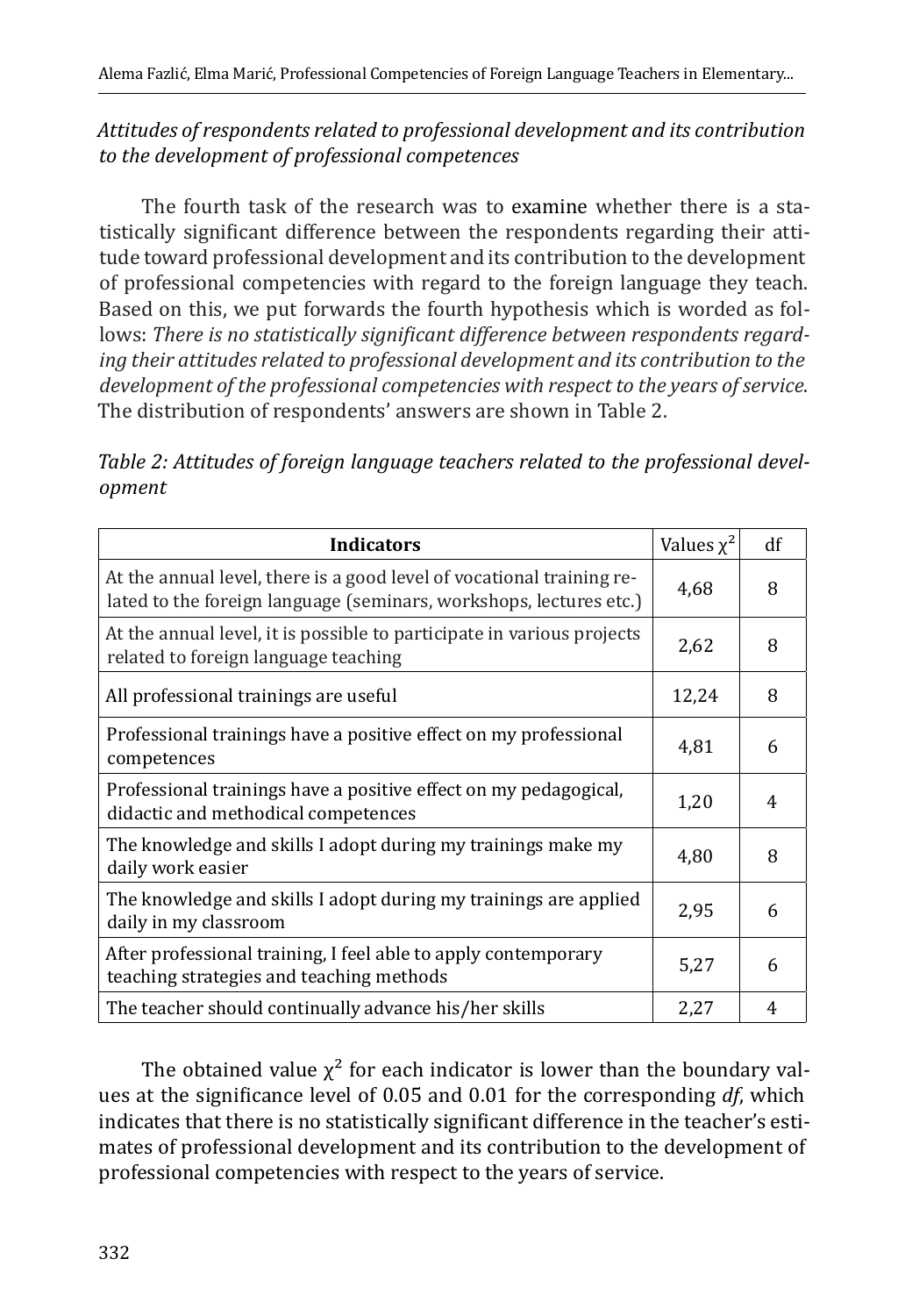*Attitudes of respondents related to professional development and its contribution to the development of professional competences*

The fourth task of the research was to examine whether there is a statistically significant difference between the respondents regarding their attitude toward professional development and its contribution to the development of professional competencies with regard to the foreign language they teach. Based on this, we put forwards the fourth hypothesis which is worded as follows: *There is no statistically significant difference between respondents regarding their attitudes related to professional development and its contribution to the development of the professional competencies with respect to the years of service*. The distribution of respondents' answers are shown in Table 2.

*Table 2: Attitudes of foreign language teachers related to the professional development*

| **Indicators** | Values $\chi^2$ | df |
|---|---|---|
| At the annual level, there is a good level of vocational training related to the foreign language (seminars, workshops, lectures etc.) | 4,68 | 8 |
| At the annual level, it is possible to participate in various projects related to foreign language teaching | 2,62 | 8 |
| All professional trainings are useful | 12,24 | 8 |
| Professional trainings have a positive effect on my professional competences | 4,81 | 6 |
| Professional trainings have a positive effect on my pedagogical, didactic and methodical competences | 1,20 | 4 |
| The knowledge and skills I adopt during my trainings make my daily work easier | 4,80 | 8 |
| The knowledge and skills I adopt during my trainings are applied daily in my classroom | 2,95 | 6 |
| After professional training, I feel able to apply contemporary teaching strategies and teaching methods | 5,27 | 6 |
| The teacher should continually advance his/her skills | 2,27 | 4 |

The obtained value $\chi^2$ for each indicator is lower than the boundary values at the significance level of 0.05 and 0.01 for the corresponding *df*, which indicates that there is no statistically significant difference in the teacher's estimates of professional development and its contribution to the development of professional competencies with respect to the years of service.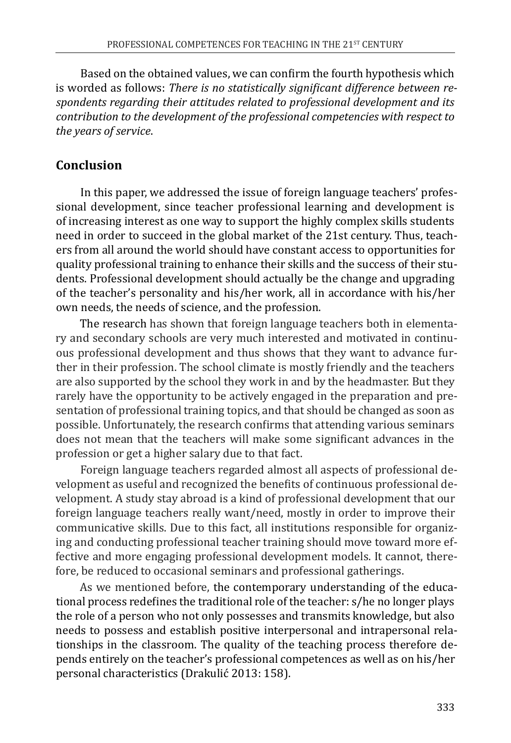Based on the obtained values, we can confirm the fourth hypothesis which is worded as follows: *There is no statistically significant difference between respondents regarding their attitudes related to professional development and its contribution to the development of the professional competencies with respect to the years of service*.

## Conclusion

In this paper, we addressed the issue of foreign language teachers' professional development, since teacher professional learning and development is of increasing interest as one way to support the highly complex skills students need in order to succeed in the global market of the 21st century. Thus, teachers from all around the world should have constant access to opportunities for quality professional training to enhance their skills and the success of their students. Professional development should actually be the change and upgrading of the teacher's personality and his/her work, all in accordance with his/her own needs, the needs of science, and the profession.

The research has shown that foreign language teachers both in elementary and secondary schools are very much interested and motivated in continuous professional development and thus shows that they want to advance further in their profession. The school climate is mostly friendly and the teachers are also supported by the school they work in and by the headmaster. But they rarely have the opportunity to be actively engaged in the preparation and presentation of professional training topics, and that should be changed as soon as possible. Unfortunately, the research confirms that attending various seminars does not mean that the teachers will make some significant advances in the profession or get a higher salary due to that fact.

Foreign language teachers regarded almost all aspects of professional development as useful and recognized the benefits of continuous professional development. A study stay abroad is a kind of professional development that our foreign language teachers really want/need, mostly in order to improve their communicative skills. Due to this fact, all institutions responsible for organizing and conducting professional teacher training should move toward more effective and more engaging professional development models. It cannot, therefore, be reduced to occasional seminars and professional gatherings.

As we mentioned before, the contemporary understanding of the educational process redefines the traditional role of the teacher: s/he no longer plays the role of a person who not only possesses and transmits knowledge, but also needs to possess and establish positive interpersonal and intrapersonal relationships in the classroom. The quality of the teaching process therefore depends entirely on the teacher's professional competences as well as on his/her personal characteristics (Drakulić 2013: 158).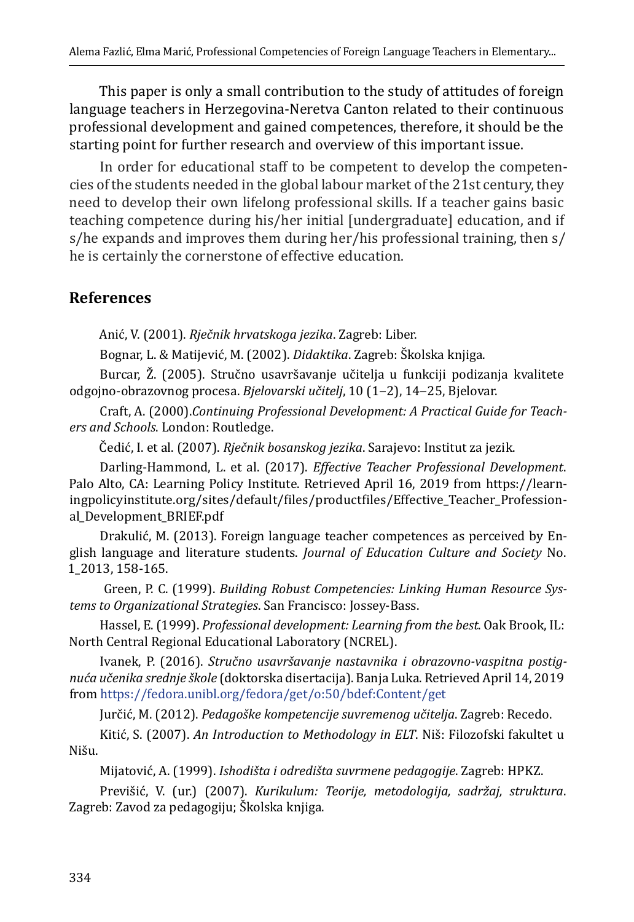This paper is only a small contribution to the study of attitudes of foreign language teachers in Herzegovina-Neretva Canton related to their continuous professional development and gained competences, therefore, it should be the starting point for further research and overview of this important issue.

In order for educational staff to be competent to develop the competencies of the students needed in the global labour market of the 21st century, they need to develop their own lifelong professional skills. If a teacher gains basic teaching competence during his/her initial [undergraduate] education, and if s/he expands and improves them during her/his professional training, then s/he is certainly the cornerstone of effective education.

## References

Anić, V. (2001). *Rječnik hrvatskoga jezika*. Zagreb: Liber.

Bognar, L. & Matijević, M. (2002). *Didaktika*. Zagreb: Školska knjiga.

Burcar, Ž. (2005). Stručno usavršavanje učitelja u funkciji podizanja kvalitete odgojno-obrazovnog procesa. *Bjelovarski učitelj*, 10 (1–2), 14–25, Bjelovar.

Craft, A. (2000).*Continuing Professional Development: A Practical Guide for Teachers and Schools*. London: Routledge.

Čedić, I. et al. (2007). *Rječnik bosanskog jezika*. Sarajevo: Institut za jezik.

Darling-Hammond, L. et al. (2017). *Effective Teacher Professional Development*. Palo Alto, CA: Learning Policy Institute. Retrieved April 16, 2019 from https://learningpolicyinstitute.org/sites/default/files/productfiles/Effective_Teacher_Professional_Development_BRIEF.pdf

Drakulić, M. (2013). Foreign language teacher competences as perceived by English language and literature students. *Journal of Education Culture and Society* No. 1_2013, 158-165.

Green, P. C. (1999). *Building Robust Competencies: Linking Human Resource Systems to Organizational Strategies*. San Francisco: Jossey-Bass.

Hassel, E. (1999). *Professional development: Learning from the best*. Oak Brook, IL: North Central Regional Educational Laboratory (NCREL).

Ivanek, P. (2016). *Stručno usavršavanje nastavnika i obrazovno-vaspitna postignuća učenika srednje škole* (doktorska disertacija). Banja Luka. Retrieved April 14, 2019 from https://fedora.unibl.org/fedora/get/o:50/bdef:Content/get

Jurčić, M. (2012). *Pedagoške kompetencije suvremenog učitelja*. Zagreb: Recedo.

Kitić, S. (2007). *An Introduction to Methodology in ELT*. Niš: Filozofski fakultet u Nišu.

Mijatović, A. (1999). *Ishodišta i odredišta suvrmene pedagogije*. Zagreb: HPKZ.

Previšić, V. (ur.) (2007). *Kurikulum: Teorije, metodologija, sadržaj, struktura*. Zagreb: Zavod za pedagogiju; Školska knjiga.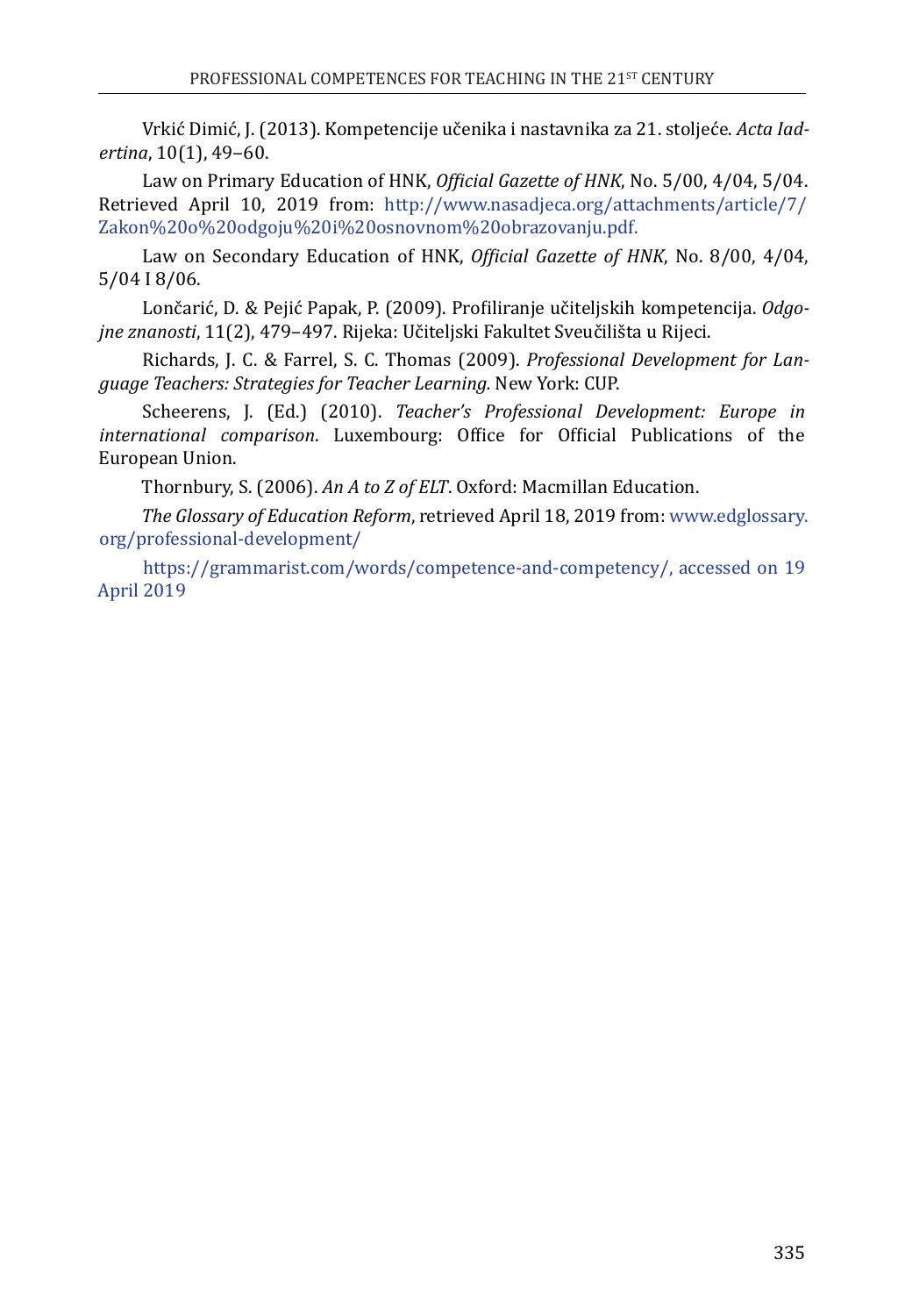Vrkić Dimić, J. (2013). Kompetencije učenika i nastavnika za 21. stoljeće. *Acta Iadertina*, 10(1), 49–60.

Law on Primary Education of HNK, *Official Gazette of HNK*, No. 5/00, 4/04, 5/04. Retrieved April 10, 2019 from: http://www.nasadjeca.org/attachments/article/7/Zakon%20o%20odgoju%20i%20osnovnom%20obrazovanju.pdf.

Law on Secondary Education of HNK, *Official Gazette of HNK*, No. 8/00, 4/04, 5/04 I 8/06.

Lončarić, D. & Pejić Papak, P. (2009). Profiliranje učiteljskih kompetencija. *Odgojne znanosti*, 11(2), 479–497. Rijeka: Učiteljski Fakultet Sveučilišta u Rijeci.

Richards, J. C. & Farrel, S. C. Thomas (2009). *Professional Development for Language Teachers: Strategies for Teacher Learning.* New York: CUP.

Scheerens, J. (Ed.) (2010). *Teacher's Professional Development: Europe in international comparison*. Luxembourg: Office for Official Publications of the European Union.

Thornbury, S. (2006). *An A to Z of ELT*. Oxford: Macmillan Education.

*The Glossary of Education Reform*, retrieved April 18, 2019 from: www.edglossary.org/professional-development/

https://grammarist.com/words/competence-and-competency/, accessed on 19 April 2019